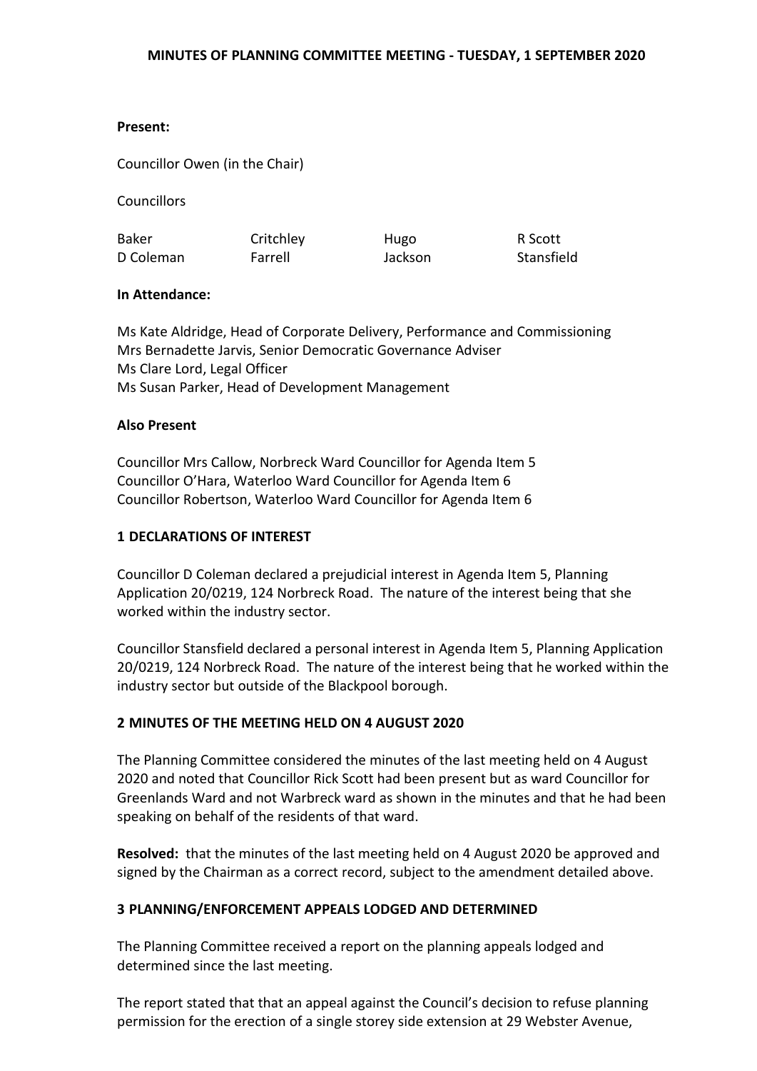# MINUTES OF PLANNING COMMITTEE MEETING - TUESDAY, 1 SEPTEMBER 2020

**Present:**

Councillor Owen (in the Chair)

Councillors

| | | | |
|---|---|---|---|
| Baker | Critchley | Hugo | R Scott |
| D Coleman | Farrell | Jackson | Stansfield |

**In Attendance:**

Ms Kate Aldridge, Head of Corporate Delivery, Performance and Commissioning
Mrs Bernadette Jarvis, Senior Democratic Governance Adviser
Ms Clare Lord, Legal Officer
Ms Susan Parker, Head of Development Management

**Also Present**

Councillor Mrs Callow, Norbreck Ward Councillor for Agenda Item 5
Councillor O'Hara, Waterloo Ward Councillor for Agenda Item 6
Councillor Robertson, Waterloo Ward Councillor for Agenda Item 6

## 1 DECLARATIONS OF INTEREST

Councillor D Coleman declared a prejudicial interest in Agenda Item 5, Planning Application 20/0219, 124 Norbreck Road. The nature of the interest being that she worked within the industry sector.

Councillor Stansfield declared a personal interest in Agenda Item 5, Planning Application 20/0219, 124 Norbreck Road. The nature of the interest being that he worked within the industry sector but outside of the Blackpool borough.

## 2 MINUTES OF THE MEETING HELD ON 4 AUGUST 2020

The Planning Committee considered the minutes of the last meeting held on 4 August 2020 and noted that Councillor Rick Scott had been present but as ward Councillor for Greenlands Ward and not Warbreck ward as shown in the minutes and that he had been speaking on behalf of the residents of that ward.

**Resolved:** that the minutes of the last meeting held on 4 August 2020 be approved and signed by the Chairman as a correct record, subject to the amendment detailed above.

## 3 PLANNING/ENFORCEMENT APPEALS LODGED AND DETERMINED

The Planning Committee received a report on the planning appeals lodged and determined since the last meeting.

The report stated that that an appeal against the Council's decision to refuse planning permission for the erection of a single storey side extension at 29 Webster Avenue,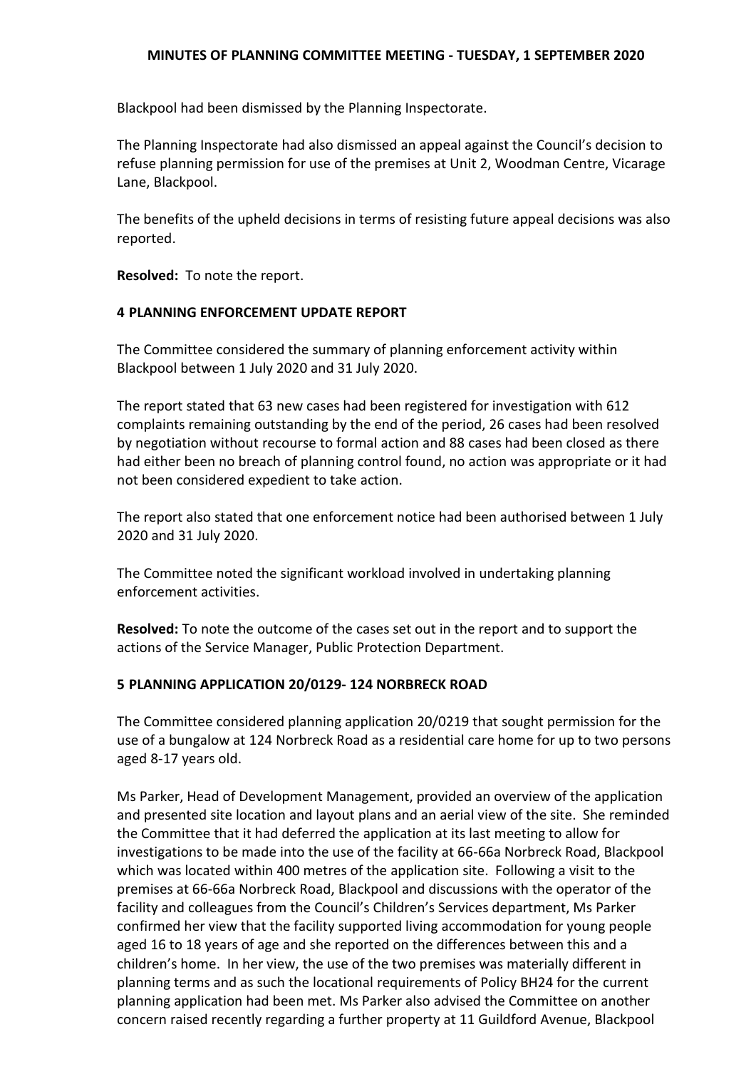Blackpool had been dismissed by the Planning Inspectorate.

The Planning Inspectorate had also dismissed an appeal against the Council's decision to refuse planning permission for use of the premises at Unit 2, Woodman Centre, Vicarage Lane, Blackpool.

The benefits of the upheld decisions in terms of resisting future appeal decisions was also reported.

**Resolved:** To note the report.

### 4 PLANNING ENFORCEMENT UPDATE REPORT

The Committee considered the summary of planning enforcement activity within Blackpool between 1 July 2020 and 31 July 2020.

The report stated that 63 new cases had been registered for investigation with 612 complaints remaining outstanding by the end of the period, 26 cases had been resolved by negotiation without recourse to formal action and 88 cases had been closed as there had either been no breach of planning control found, no action was appropriate or it had not been considered expedient to take action.

The report also stated that one enforcement notice had been authorised between 1 July 2020 and 31 July 2020.

The Committee noted the significant workload involved in undertaking planning enforcement activities.

**Resolved:** To note the outcome of the cases set out in the report and to support the actions of the Service Manager, Public Protection Department.

### 5 PLANNING APPLICATION 20/0129- 124 NORBRECK ROAD

The Committee considered planning application 20/0219 that sought permission for the use of a bungalow at 124 Norbreck Road as a residential care home for up to two persons aged 8-17 years old.

Ms Parker, Head of Development Management, provided an overview of the application and presented site location and layout plans and an aerial view of the site. She reminded the Committee that it had deferred the application at its last meeting to allow for investigations to be made into the use of the facility at 66-66a Norbreck Road, Blackpool which was located within 400 metres of the application site. Following a visit to the premises at 66-66a Norbreck Road, Blackpool and discussions with the operator of the facility and colleagues from the Council's Children's Services department, Ms Parker confirmed her view that the facility supported living accommodation for young people aged 16 to 18 years of age and she reported on the differences between this and a children's home. In her view, the use of the two premises was materially different in planning terms and as such the locational requirements of Policy BH24 for the current planning application had been met. Ms Parker also advised the Committee on another concern raised recently regarding a further property at 11 Guildford Avenue, Blackpool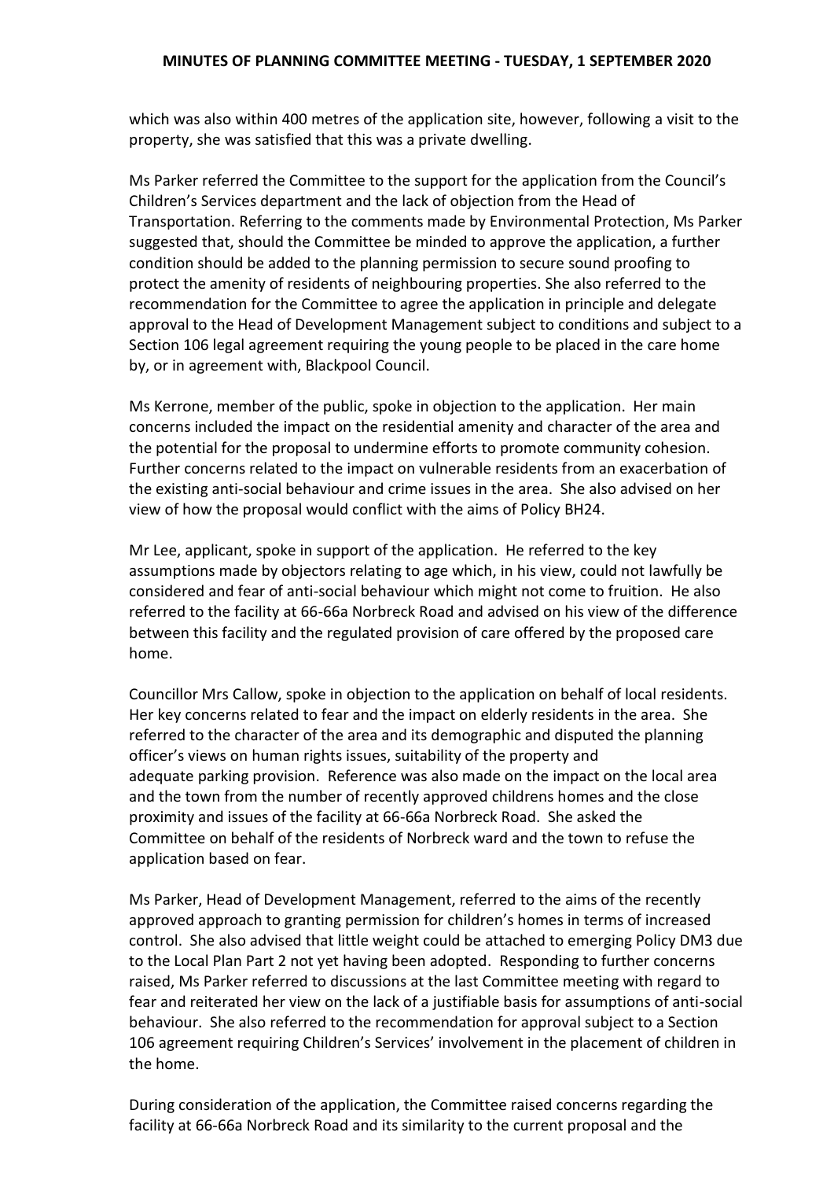which was also within 400 metres of the application site, however, following a visit to the property, she was satisfied that this was a private dwelling.

Ms Parker referred the Committee to the support for the application from the Council's Children's Services department and the lack of objection from the Head of Transportation. Referring to the comments made by Environmental Protection, Ms Parker suggested that, should the Committee be minded to approve the application, a further condition should be added to the planning permission to secure sound proofing to protect the amenity of residents of neighbouring properties. She also referred to the recommendation for the Committee to agree the application in principle and delegate approval to the Head of Development Management subject to conditions and subject to a Section 106 legal agreement requiring the young people to be placed in the care home by, or in agreement with, Blackpool Council.

Ms Kerrone, member of the public, spoke in objection to the application. Her main concerns included the impact on the residential amenity and character of the area and the potential for the proposal to undermine efforts to promote community cohesion. Further concerns related to the impact on vulnerable residents from an exacerbation of the existing anti-social behaviour and crime issues in the area. She also advised on her view of how the proposal would conflict with the aims of Policy BH24.

Mr Lee, applicant, spoke in support of the application. He referred to the key assumptions made by objectors relating to age which, in his view, could not lawfully be considered and fear of anti-social behaviour which might not come to fruition. He also referred to the facility at 66-66a Norbreck Road and advised on his view of the difference between this facility and the regulated provision of care offered by the proposed care home.

Councillor Mrs Callow, spoke in objection to the application on behalf of local residents. Her key concerns related to fear and the impact on elderly residents in the area. She referred to the character of the area and its demographic and disputed the planning officer's views on human rights issues, suitability of the property and adequate parking provision. Reference was also made on the impact on the local area and the town from the number of recently approved childrens homes and the close proximity and issues of the facility at 66-66a Norbreck Road. She asked the Committee on behalf of the residents of Norbreck ward and the town to refuse the application based on fear.

Ms Parker, Head of Development Management, referred to the aims of the recently approved approach to granting permission for children's homes in terms of increased control. She also advised that little weight could be attached to emerging Policy DM3 due to the Local Plan Part 2 not yet having been adopted. Responding to further concerns raised, Ms Parker referred to discussions at the last Committee meeting with regard to fear and reiterated her view on the lack of a justifiable basis for assumptions of anti-social behaviour. She also referred to the recommendation for approval subject to a Section 106 agreement requiring Children's Services' involvement in the placement of children in the home.

During consideration of the application, the Committee raised concerns regarding the facility at 66-66a Norbreck Road and its similarity to the current proposal and the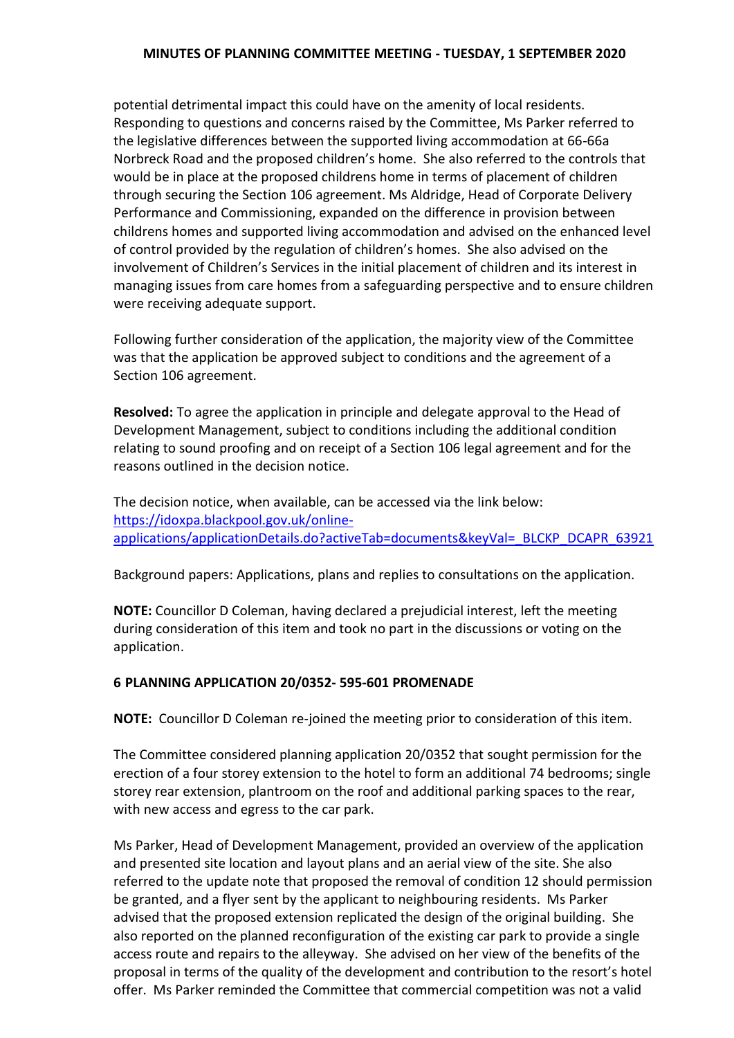potential detrimental impact this could have on the amenity of local residents. Responding to questions and concerns raised by the Committee, Ms Parker referred to the legislative differences between the supported living accommodation at 66-66a Norbreck Road and the proposed children's home. She also referred to the controls that would be in place at the proposed childrens home in terms of placement of children through securing the Section 106 agreement. Ms Aldridge, Head of Corporate Delivery Performance and Commissioning, expanded on the difference in provision between childrens homes and supported living accommodation and advised on the enhanced level of control provided by the regulation of children's homes. She also advised on the involvement of Children's Services in the initial placement of children and its interest in managing issues from care homes from a safeguarding perspective and to ensure children were receiving adequate support.

Following further consideration of the application, the majority view of the Committee was that the application be approved subject to conditions and the agreement of a Section 106 agreement.

**Resolved:** To agree the application in principle and delegate approval to the Head of Development Management, subject to conditions including the additional condition relating to sound proofing and on receipt of a Section 106 legal agreement and for the reasons outlined in the decision notice.

The decision notice, when available, can be accessed via the link below:
[https://idoxpa.blackpool.gov.uk/online-applications/applicationDetails.do?activeTab=documents&keyVal=_BLCKP_DCAPR_63921](https://idoxpa.blackpool.gov.uk/online-applications/applicationDetails.do?activeTab=documents&keyVal=_BLCKP_DCAPR_63921)

Background papers: Applications, plans and replies to consultations on the application.

**NOTE:** Councillor D Coleman, having declared a prejudicial interest, left the meeting during consideration of this item and took no part in the discussions or voting on the application.

### 6 PLANNING APPLICATION 20/0352- 595-601 PROMENADE

**NOTE:** Councillor D Coleman re-joined the meeting prior to consideration of this item.

The Committee considered planning application 20/0352 that sought permission for the erection of a four storey extension to the hotel to form an additional 74 bedrooms; single storey rear extension, plantroom on the roof and additional parking spaces to the rear, with new access and egress to the car park.

Ms Parker, Head of Development Management, provided an overview of the application and presented site location and layout plans and an aerial view of the site. She also referred to the update note that proposed the removal of condition 12 should permission be granted, and a flyer sent by the applicant to neighbouring residents. Ms Parker advised that the proposed extension replicated the design of the original building. She also reported on the planned reconfiguration of the existing car park to provide a single access route and repairs to the alleyway. She advised on her view of the benefits of the proposal in terms of the quality of the development and contribution to the resort's hotel offer. Ms Parker reminded the Committee that commercial competition was not a valid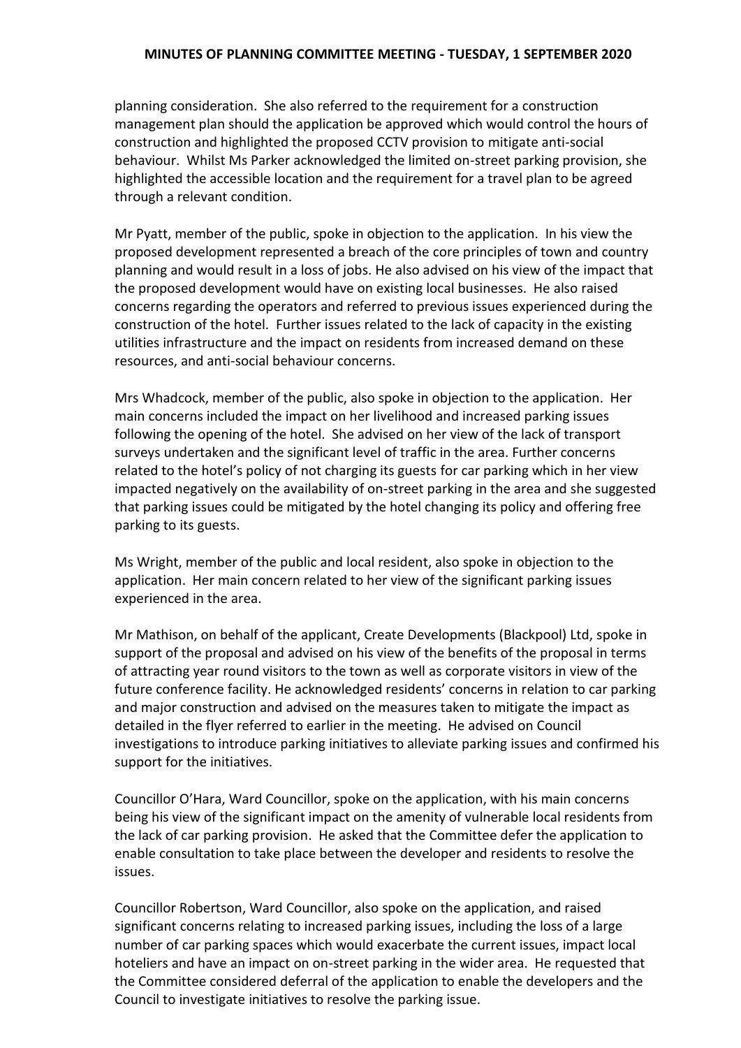planning consideration. She also referred to the requirement for a construction management plan should the application be approved which would control the hours of construction and highlighted the proposed CCTV provision to mitigate anti-social behaviour. Whilst Ms Parker acknowledged the limited on-street parking provision, she highlighted the accessible location and the requirement for a travel plan to be agreed through a relevant condition.

Mr Pyatt, member of the public, spoke in objection to the application. In his view the proposed development represented a breach of the core principles of town and country planning and would result in a loss of jobs. He also advised on his view of the impact that the proposed development would have on existing local businesses. He also raised concerns regarding the operators and referred to previous issues experienced during the construction of the hotel. Further issues related to the lack of capacity in the existing utilities infrastructure and the impact on residents from increased demand on these resources, and anti-social behaviour concerns.

Mrs Whadcock, member of the public, also spoke in objection to the application. Her main concerns included the impact on her livelihood and increased parking issues following the opening of the hotel. She advised on her view of the lack of transport surveys undertaken and the significant level of traffic in the area. Further concerns related to the hotel's policy of not charging its guests for car parking which in her view impacted negatively on the availability of on-street parking in the area and she suggested that parking issues could be mitigated by the hotel changing its policy and offering free parking to its guests.

Ms Wright, member of the public and local resident, also spoke in objection to the application. Her main concern related to her view of the significant parking issues experienced in the area.

Mr Mathison, on behalf of the applicant, Create Developments (Blackpool) Ltd, spoke in support of the proposal and advised on his view of the benefits of the proposal in terms of attracting year round visitors to the town as well as corporate visitors in view of the future conference facility. He acknowledged residents' concerns in relation to car parking and major construction and advised on the measures taken to mitigate the impact as detailed in the flyer referred to earlier in the meeting. He advised on Council investigations to introduce parking initiatives to alleviate parking issues and confirmed his support for the initiatives.

Councillor O'Hara, Ward Councillor, spoke on the application, with his main concerns being his view of the significant impact on the amenity of vulnerable local residents from the lack of car parking provision. He asked that the Committee defer the application to enable consultation to take place between the developer and residents to resolve the issues.

Councillor Robertson, Ward Councillor, also spoke on the application, and raised significant concerns relating to increased parking issues, including the loss of a large number of car parking spaces which would exacerbate the current issues, impact local hoteliers and have an impact on on-street parking in the wider area. He requested that the Committee considered deferral of the application to enable the developers and the Council to investigate initiatives to resolve the parking issue.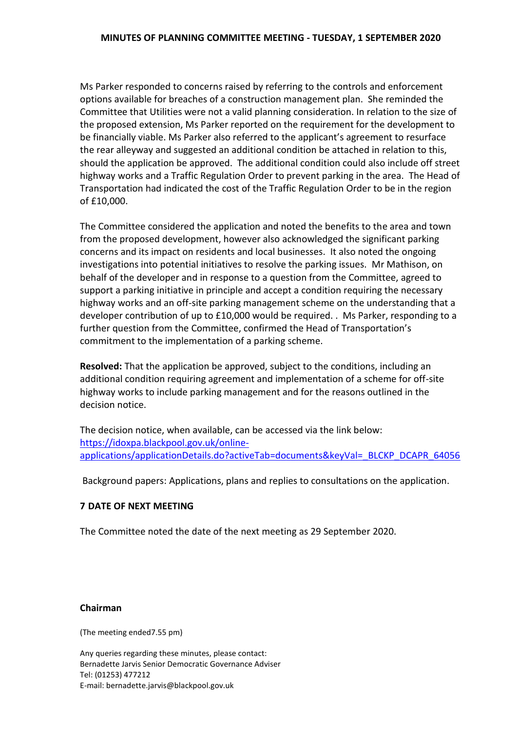Ms Parker responded to concerns raised by referring to the controls and enforcement options available for breaches of a construction management plan. She reminded the Committee that Utilities were not a valid planning consideration. In relation to the size of the proposed extension, Ms Parker reported on the requirement for the development to be financially viable. Ms Parker also referred to the applicant's agreement to resurface the rear alleyway and suggested an additional condition be attached in relation to this, should the application be approved. The additional condition could also include off street highway works and a Traffic Regulation Order to prevent parking in the area. The Head of Transportation had indicated the cost of the Traffic Regulation Order to be in the region of £10,000.

The Committee considered the application and noted the benefits to the area and town from the proposed development, however also acknowledged the significant parking concerns and its impact on residents and local businesses. It also noted the ongoing investigations into potential initiatives to resolve the parking issues. Mr Mathison, on behalf of the developer and in response to a question from the Committee, agreed to support a parking initiative in principle and accept a condition requiring the necessary highway works and an off-site parking management scheme on the understanding that a developer contribution of up to £10,000 would be required. . Ms Parker, responding to a further question from the Committee, confirmed the Head of Transportation's commitment to the implementation of a parking scheme.

**Resolved:** That the application be approved, subject to the conditions, including an additional condition requiring agreement and implementation of a scheme for off-site highway works to include parking management and for the reasons outlined in the decision notice.

The decision notice, when available, can be accessed via the link below:
https://idoxpa.blackpool.gov.uk/online-applications/applicationDetails.do?activeTab=documents&keyVal=_BLCKP_DCAPR_64056

Background papers: Applications, plans and replies to consultations on the application.

### 7 DATE OF NEXT MEETING

The Committee noted the date of the next meeting as 29 September 2020.

**Chairman**

(The meeting ended7.55 pm)

Any queries regarding these minutes, please contact:
Bernadette Jarvis Senior Democratic Governance Adviser
Tel: (01253) 477212
E-mail: bernadette.jarvis@blackpool.gov.uk